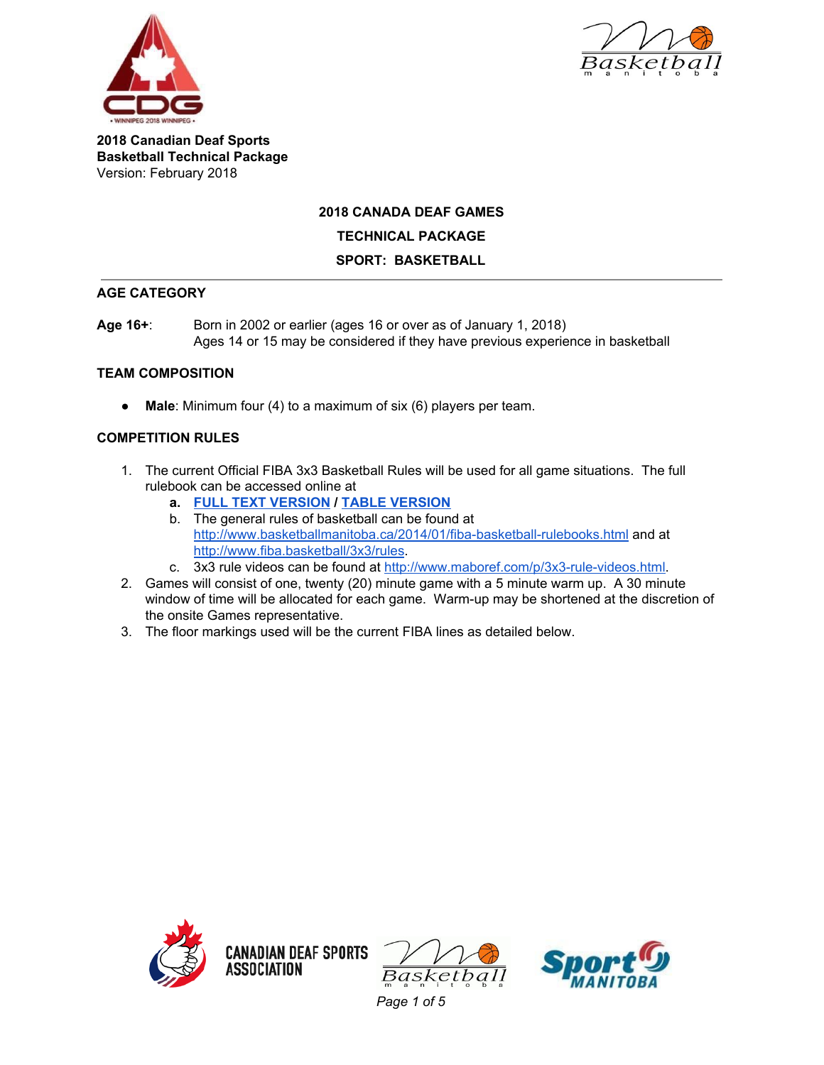**2018 Canadian Deaf Sports**
**Basketball Technical Package**
Version: February 2018

# 2018 CANADA DEAF GAMES

## TECHNICAL PACKAGE

## SPORT: BASKETBALL

---

### AGE CATEGORY

**Age 16+**: Born in 2002 or earlier (ages 16 or over as of January 1, 2018)
Ages 14 or 15 may be considered if they have previous experience in basketball

### TEAM COMPOSITION

- **Male**: Minimum four (4) to a maximum of six (6) players per team.

### COMPETITION RULES

1. The current Official FIBA 3x3 Basketball Rules will be used for all game situations. The full rulebook can be accessed online at
   a. **FULL TEXT VERSION / TABLE VERSION**
   b. The general rules of basketball can be found at http://www.basketballmanitoba.ca/2014/01/fiba-basketball-rulebooks.html and at http://www.fiba.basketball/3x3/rules.
   c. 3x3 rule videos can be found at http://www.maboref.com/p/3x3-rule-videos.html.
2. Games will consist of one, twenty (20) minute game with a 5 minute warm up. A 30 minute window of time will be allocated for each game. Warm-up may be shortened at the discretion of the onsite Games representative.
3. The floor markings used will be the current FIBA lines as detailed below.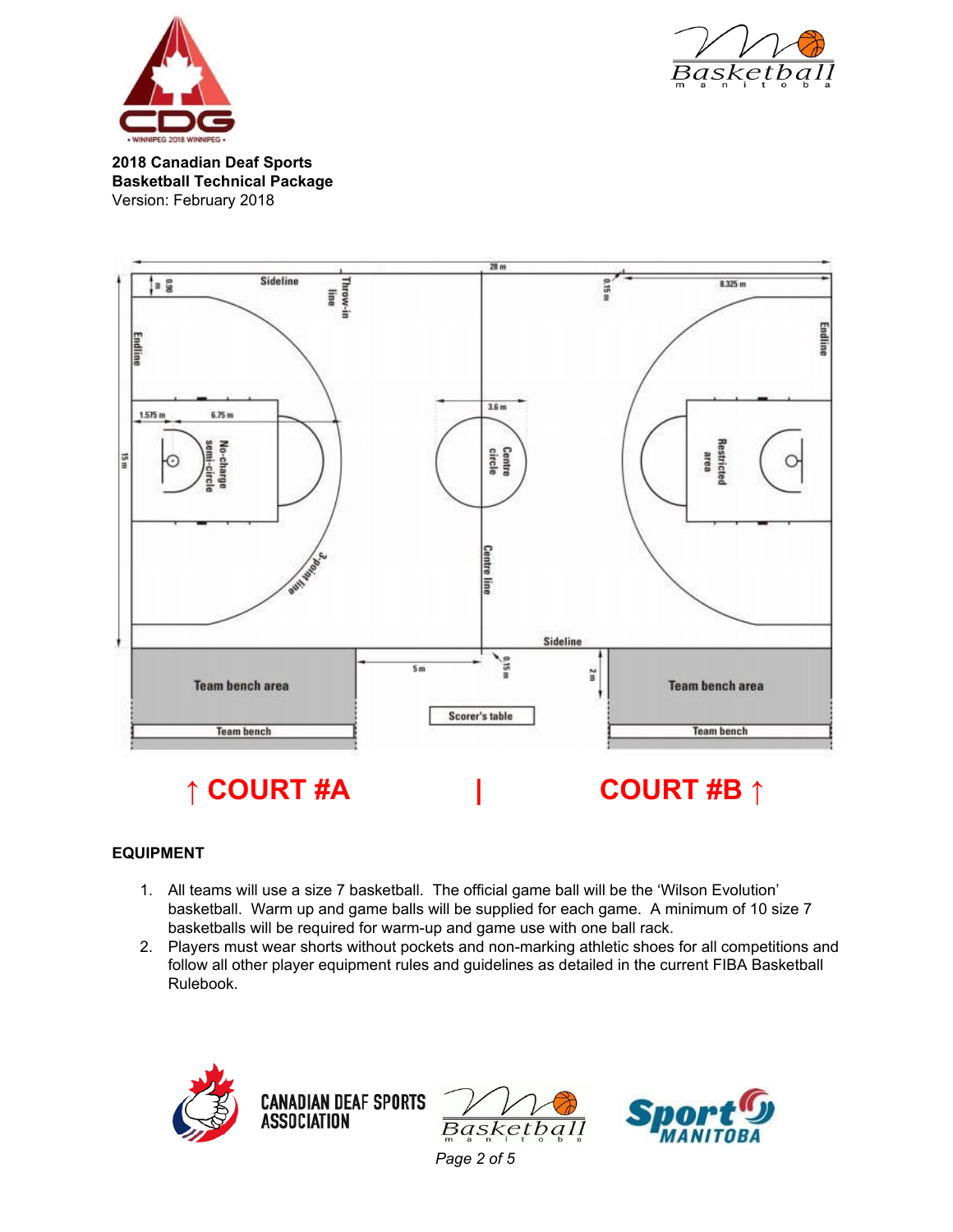**2018 Canadian Deaf Sports**
**Basketball Technical Package**
Version: February 2018

↑ COURT #A | COURT #B ↑

## EQUIPMENT

1. All teams will use a size 7 basketball. The official game ball will be the 'Wilson Evolution' basketball. Warm up and game balls will be supplied for each game. A minimum of 10 size 7 basketballs will be required for warm-up and game use with one ball rack.
2. Players must wear shorts without pockets and non-marking athletic shoes for all competitions and follow all other player equipment rules and guidelines as detailed in the current FIBA Basketball Rulebook.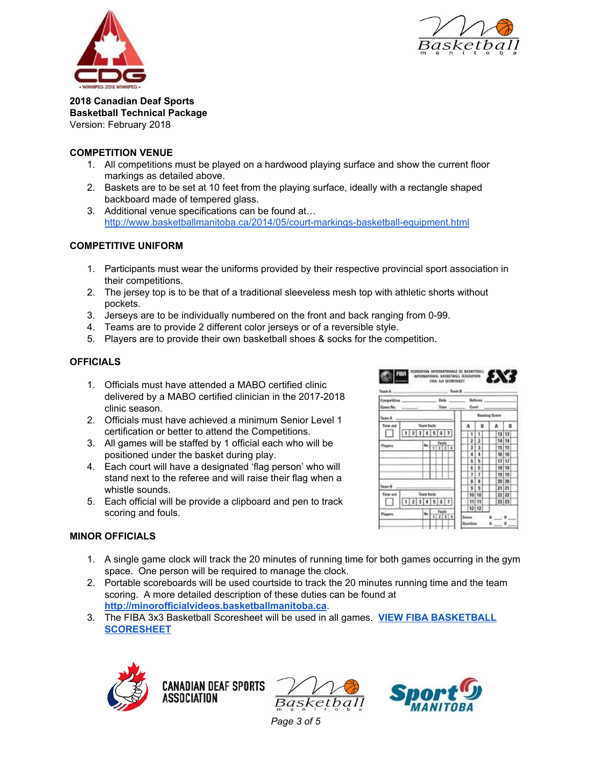**2018 Canadian Deaf Sports**
**Basketball Technical Package**
Version: February 2018

## COMPETITION VENUE

1. All competitions must be played on a hardwood playing surface and show the current floor markings as detailed above.
2. Baskets are to be set at 10 feet from the playing surface, ideally with a rectangle shaped backboard made of tempered glass.
3. Additional venue specifications can be found at… http://www.basketballmanitoba.ca/2014/05/court-markings-basketball-equipment.html

## COMPETITIVE UNIFORM

1. Participants must wear the uniforms provided by their respective provincial sport association in their competitions.
2. The jersey top is to be that of a traditional sleeveless mesh top with athletic shorts without pockets.
3. Jerseys are to be individually numbered on the front and back ranging from 0-99.
4. Teams are to provide 2 different color jerseys or of a reversible style.
5. Players are to provide their own basketball shoes & socks for the competition.

## OFFICIALS

1. Officials must have attended a MABO certified clinic delivered by a MABO certified clinician in the 2017-2018 clinic season.
2. Officials must have achieved a minimum Senior Level 1 certification or better to attend the Competitions.
3. All games will be staffed by 1 official each who will be positioned under the basket during play.
4. Each court will have a designated 'flag person' who will stand next to the referee and will raise their flag when a whistle sounds.
5. Each official will be provide a clipboard and pen to track scoring and fouls.

## MINOR OFFICIALS

1. A single game clock will track the 20 minutes of running time for both games occurring in the gym space. One person will be required to manage the clock.
2. Portable scoreboards will be used courtside to track the 20 minutes running time and the team scoring. A more detailed description of these duties can be found at **http://minorofficialvideos.basketballmanitoba.ca**.
3. The FIBA 3x3 Basketball Scoresheet will be used in all games. **VIEW FIBA BASKETBALL SCORESHEET**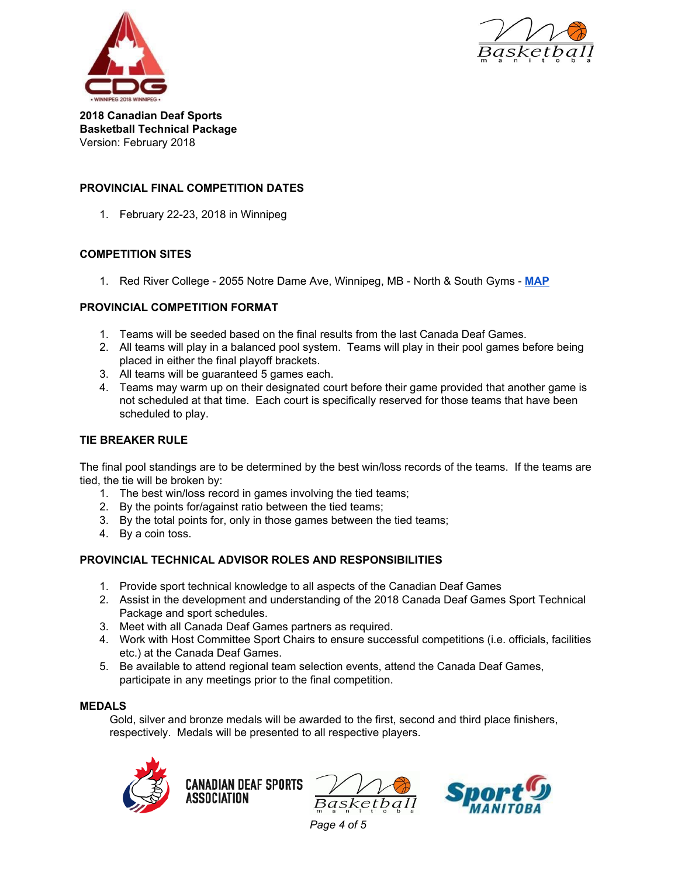**2018 Canadian Deaf Sports**
**Basketball Technical Package**
Version: February 2018

## PROVINCIAL FINAL COMPETITION DATES

1. February 22-23, 2018 in Winnipeg

## COMPETITION SITES

1. Red River College - 2055 Notre Dame Ave, Winnipeg, MB - North & South Gyms - **MAP**

## PROVINCIAL COMPETITION FORMAT

1. Teams will be seeded based on the final results from the last Canada Deaf Games.
2. All teams will play in a balanced pool system. Teams will play in their pool games before being placed in either the final playoff brackets.
3. All teams will be guaranteed 5 games each.
4. Teams may warm up on their designated court before their game provided that another game is not scheduled at that time. Each court is specifically reserved for those teams that have been scheduled to play.

## TIE BREAKER RULE

The final pool standings are to be determined by the best win/loss records of the teams. If the teams are tied, the tie will be broken by:

1. The best win/loss record in games involving the tied teams;
2. By the points for/against ratio between the tied teams;
3. By the total points for, only in those games between the tied teams;
4. By a coin toss.

## PROVINCIAL TECHNICAL ADVISOR ROLES AND RESPONSIBILITIES

1. Provide sport technical knowledge to all aspects of the Canadian Deaf Games
2. Assist in the development and understanding of the 2018 Canada Deaf Games Sport Technical Package and sport schedules.
3. Meet with all Canada Deaf Games partners as required.
4. Work with Host Committee Sport Chairs to ensure successful competitions (i.e. officials, facilities etc.) at the Canada Deaf Games.
5. Be available to attend regional team selection events, attend the Canada Deaf Games, participate in any meetings prior to the final competition.

## MEDALS

Gold, silver and bronze medals will be awarded to the first, second and third place finishers, respectively. Medals will be presented to all respective players.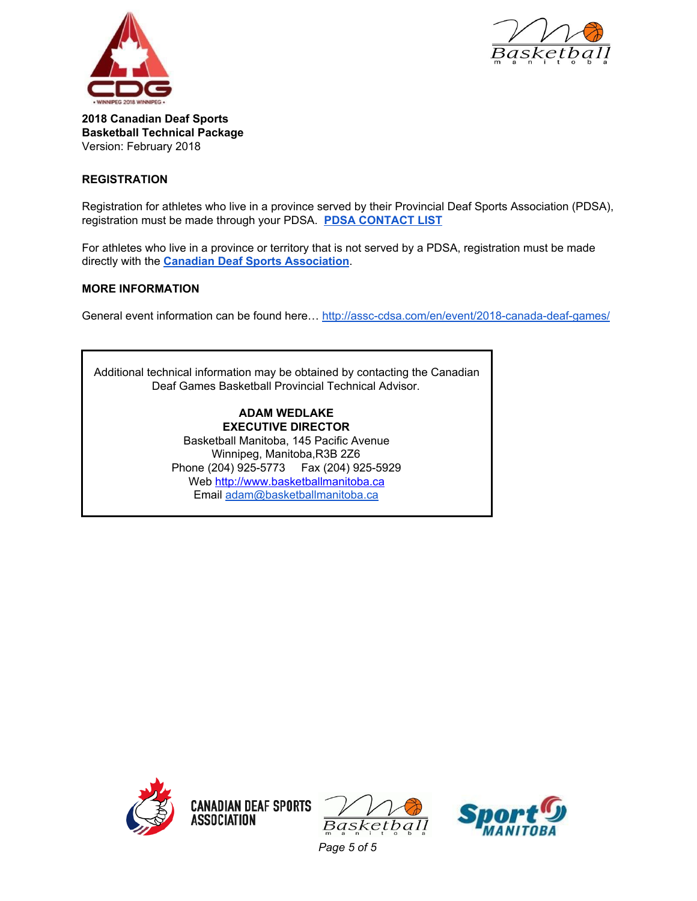**2018 Canadian Deaf Sports**
**Basketball Technical Package**
Version: February 2018

## REGISTRATION

Registration for athletes who live in a province served by their Provincial Deaf Sports Association (PDSA), registration must be made through your PDSA. **PDSA CONTACT LIST**

For athletes who live in a province or territory that is not served by a PDSA, registration must be made directly with the **Canadian Deaf Sports Association**.

## MORE INFORMATION

General event information can be found here… http://assc-cdsa.com/en/event/2018-canada-deaf-games/

Additional technical information may be obtained by contacting the Canadian Deaf Games Basketball Provincial Technical Advisor.

**ADAM WEDLAKE**
**EXECUTIVE DIRECTOR**
Basketball Manitoba, 145 Pacific Avenue
Winnipeg, Manitoba,R3B 2Z6
Phone (204) 925-5773 Fax (204) 925-5929
Web http://www.basketballmanitoba.ca
Email adam@basketballmanitoba.ca